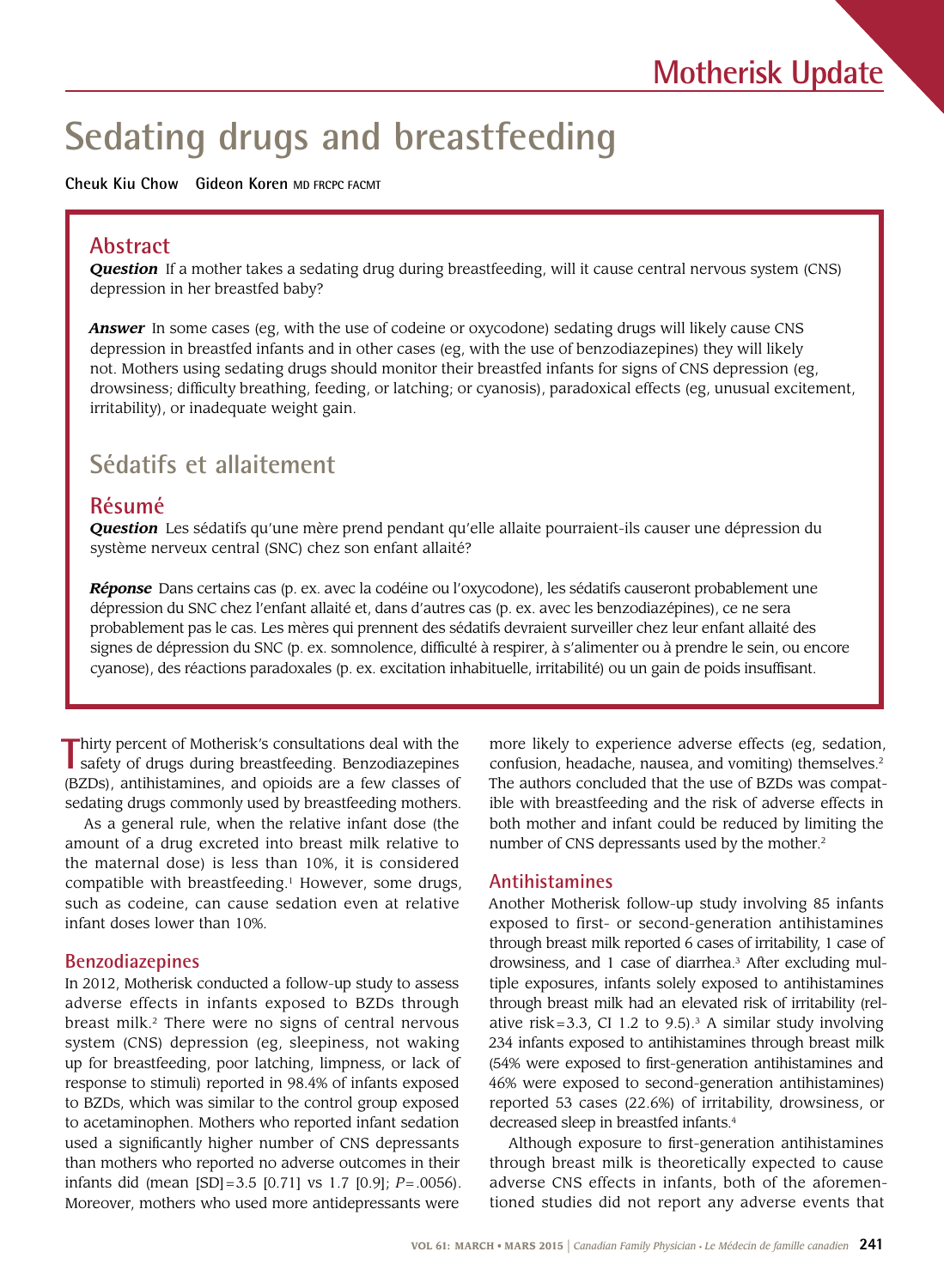# Sedating drugs and breastfeeding

**Cheuk Kiu Chow  Gideon Koren** MD FRCPC FACMT

## Abstract

***Question*** If a mother takes a sedating drug during breastfeeding, will it cause central nervous system (CNS) depression in her breastfed baby?

***Answer*** In some cases (eg, with the use of codeine or oxycodone) sedating drugs will likely cause CNS depression in breastfed infants and in other cases (eg, with the use of benzodiazepines) they will likely not. Mothers using sedating drugs should monitor their breastfed infants for signs of CNS depression (eg, drowsiness; difficulty breathing, feeding, or latching; or cyanosis), paradoxical effects (eg, unusual excitement, irritability), or inadequate weight gain.

## Sédatifs et allaitement

## Résumé

***Question*** Les sédatifs qu'une mère prend pendant qu'elle allaite pourraient-ils causer une dépression du système nerveux central (SNC) chez son enfant allaité?

***Réponse*** Dans certains cas (p. ex. avec la codéine ou l'oxycodone), les sédatifs causeront probablement une dépression du SNC chez l'enfant allaité et, dans d'autres cas (p. ex. avec les benzodiazépines), ce ne sera probablement pas le cas. Les mères qui prennent des sédatifs devraient surveiller chez leur enfant allaité des signes de dépression du SNC (p. ex. somnolence, difficulté à respirer, à s'alimenter ou à prendre le sein, ou encore cyanose), des réactions paradoxales (p. ex. excitation inhabituelle, irritabilité) ou un gain de poids insuffisant.

Thirty percent of Motherisk's consultations deal with the safety of drugs during breastfeeding. Benzodiazepines (BZDs), antihistamines, and opioids are a few classes of sedating drugs commonly used by breastfeeding mothers.

As a general rule, when the relative infant dose (the amount of a drug excreted into breast milk relative to the maternal dose) is less than 10%, it is considered compatible with breastfeeding.[1] However, some drugs, such as codeine, can cause sedation even at relative infant doses lower than 10%.

### Benzodiazepines

In 2012, Motherisk conducted a follow-up study to assess adverse effects in infants exposed to BZDs through breast milk.[2] There were no signs of central nervous system (CNS) depression (eg, sleepiness, not waking up for breastfeeding, poor latching, limpness, or lack of response to stimuli) reported in 98.4% of infants exposed to BZDs, which was similar to the control group exposed to acetaminophen. Mothers who reported infant sedation used a significantly higher number of CNS depressants than mothers who reported no adverse outcomes in their infants did (mean [SD]=3.5 [0.71] vs 1.7 [0.9]; $P=.0056$). Moreover, mothers who used more antidepressants were more likely to experience adverse effects (eg, sedation, confusion, headache, nausea, and vomiting) themselves.[2] The authors concluded that the use of BZDs was compatible with breastfeeding and the risk of adverse effects in both mother and infant could be reduced by limiting the number of CNS depressants used by the mother.[2]

### Antihistamines

Another Motherisk follow-up study involving 85 infants exposed to first- or second-generation antihistamines through breast milk reported 6 cases of irritability, 1 case of drowsiness, and 1 case of diarrhea.[3] After excluding multiple exposures, infants solely exposed to antihistamines through breast milk had an elevated risk of irritability (relative risk=3.3, CI 1.2 to 9.5).[3] A similar study involving 234 infants exposed to antihistamines through breast milk (54% were exposed to first-generation antihistamines and 46% were exposed to second-generation antihistamines) reported 53 cases (22.6%) of irritability, drowsiness, or decreased sleep in breastfed infants.[4]

Although exposure to first-generation antihistamines through breast milk is theoretically expected to cause adverse CNS effects in infants, both of the aforementioned studies did not report any adverse events that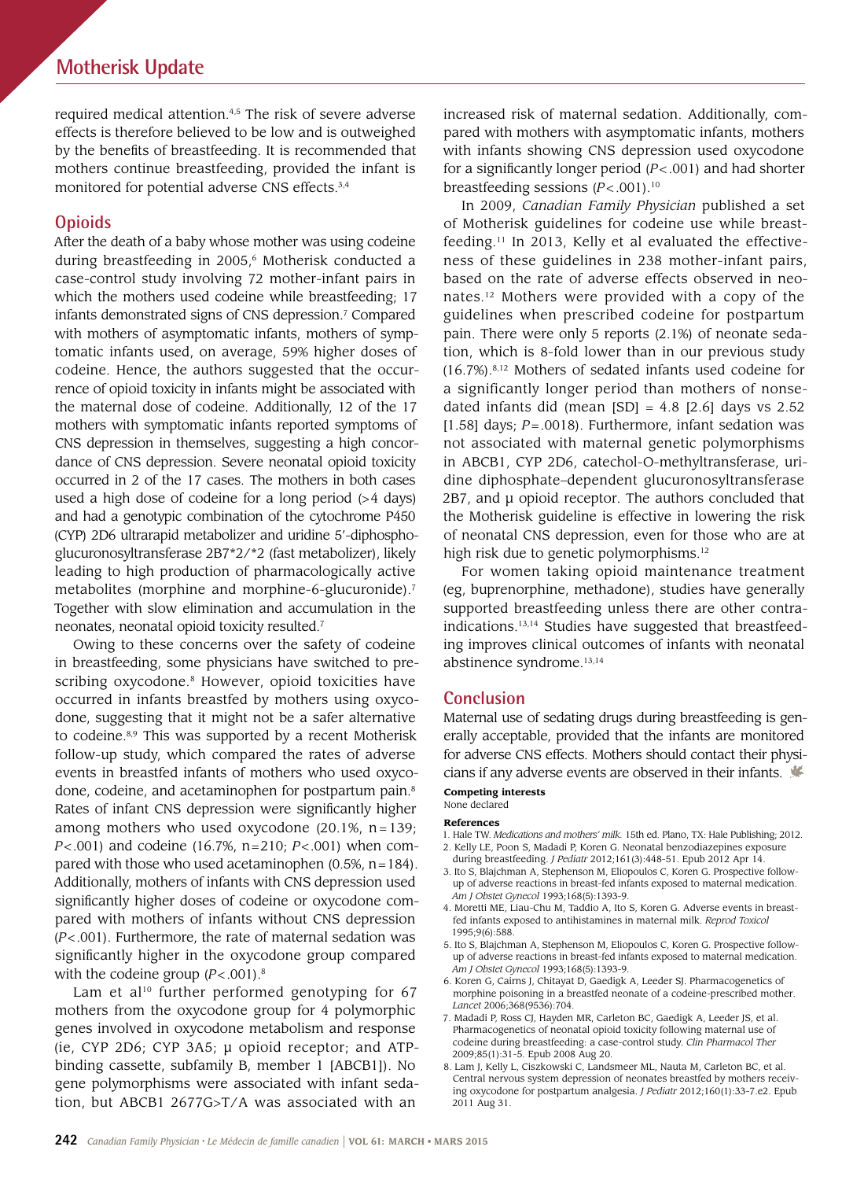required medical attention.[4,5] The risk of severe adverse effects is therefore believed to be low and is outweighed by the benefits of breastfeeding. It is recommended that mothers continue breastfeeding, provided the infant is monitored for potential adverse CNS effects.[3,4]

## Opioids

After the death of a baby whose mother was using codeine during breastfeeding in 2005,[6] Motherisk conducted a case-control study involving 72 mother-infant pairs in which the mothers used codeine while breastfeeding; 17 infants demonstrated signs of CNS depression.[7] Compared with mothers of asymptomatic infants, mothers of symptomatic infants used, on average, 59% higher doses of codeine. Hence, the authors suggested that the occurrence of opioid toxicity in infants might be associated with the maternal dose of codeine. Additionally, 12 of the 17 mothers with symptomatic infants reported symptoms of CNS depression in themselves, suggesting a high concordance of CNS depression. Severe neonatal opioid toxicity occurred in 2 of the 17 cases. The mothers in both cases used a high dose of codeine for a long period (>4 days) and had a genotypic combination of the cytochrome P450 (CYP) 2D6 ultrarapid metabolizer and uridine 5′-diphosphoglucuronosyltransferase 2B7*2/*2 (fast metabolizer), likely leading to high production of pharmacologically active metabolites (morphine and morphine-6-glucuronide).[7] Together with slow elimination and accumulation in the neonates, neonatal opioid toxicity resulted.[7]

Owing to these concerns over the safety of codeine in breastfeeding, some physicians have switched to prescribing oxycodone.[8] However, opioid toxicities have occurred in infants breastfed by mothers using oxycodone, suggesting that it might not be a safer alternative to codeine.[8,9] This was supported by a recent Motherisk follow-up study, which compared the rates of adverse events in breastfed infants of mothers who used oxycodone, codeine, and acetaminophen for postpartum pain.[8] Rates of infant CNS depression were significantly higher among mothers who used oxycodone (20.1%, n = 139; $P < .001$) and codeine (16.7%, n = 210; $P < .001$) when compared with those who used acetaminophen (0.5%, n = 184). Additionally, mothers of infants with CNS depression used significantly higher doses of codeine or oxycodone compared with mothers of infants without CNS depression ($P < .001$). Furthermore, the rate of maternal sedation was significantly higher in the oxycodone group compared with the codeine group ($P < .001$).[8]

Lam et al[10] further performed genotyping for 67 mothers from the oxycodone group for 4 polymorphic genes involved in oxycodone metabolism and response (ie, CYP 2D6; CYP 3A5; μ opioid receptor; and ATP-binding cassette, subfamily B, member 1 [ABCB1]). No gene polymorphisms were associated with infant sedation, but ABCB1 2677G>T/A was associated with an increased risk of maternal sedation. Additionally, compared with mothers with asymptomatic infants, mothers with infants showing CNS depression used oxycodone for a significantly longer period ($P < .001$) and had shorter breastfeeding sessions ($P < .001$).[10]

In 2009, *Canadian Family Physician* published a set of Motherisk guidelines for codeine use while breastfeeding.[11] In 2013, Kelly et al evaluated the effectiveness of these guidelines in 238 mother-infant pairs, based on the rate of adverse effects observed in neonates.[12] Mothers were provided with a copy of the guidelines when prescribed codeine for postpartum pain. There were only 5 reports (2.1%) of neonate sedation, which is 8-fold lower than in our previous study (16.7%).[8,12] Mothers of sedated infants used codeine for a significantly longer period than mothers of nonsedated infants did (mean [SD] = 4.8 [2.6] days vs 2.52 [1.58] days; $P = .0018$). Furthermore, infant sedation was not associated with maternal genetic polymorphisms in ABCB1, CYP 2D6, catechol-O-methyltransferase, uridine diphosphate–dependent glucuronosyltransferase 2B7, and μ opioid receptor. The authors concluded that the Motherisk guideline is effective in lowering the risk of neonatal CNS depression, even for those who are at high risk due to genetic polymorphisms.[12]

For women taking opioid maintenance treatment (eg, buprenorphine, methadone), studies have generally supported breastfeeding unless there are other contraindications.[13,14] Studies have suggested that breastfeeding improves clinical outcomes of infants with neonatal abstinence syndrome.[13,14]

## Conclusion

Maternal use of sedating drugs during breastfeeding is generally acceptable, provided that the infants are monitored for adverse CNS effects. Mothers should contact their physicians if any adverse events are observed in their infants.

**Competing interests**
None declared

**References**

1. Hale TW. *Medications and mothers' milk.* 15th ed. Plano, TX: Hale Publishing; 2012.
2. Kelly LE, Poon S, Madadi P, Koren G. Neonatal benzodiazepines exposure during breastfeeding. *J Pediatr* 2012;161(3):448-51. Epub 2012 Apr 14.
3. Ito S, Blajchman A, Stephenson M, Eliopoulos C, Koren G. Prospective follow-up of adverse reactions in breast-fed infants exposed to maternal medication. *Am J Obstet Gynecol* 1993;168(5):1393-9.
4. Moretti ME, Liau-Chu M, Taddio A, Ito S, Koren G. Adverse events in breast-fed infants exposed to antihistamines in maternal milk. *Reprod Toxicol* 1995;9(6):588.
5. Ito S, Blajchman A, Stephenson M, Eliopoulos C, Koren G. Prospective follow-up of adverse reactions in breast-fed infants exposed to maternal medication. *Am J Obstet Gynecol* 1993;168(5):1393-9.
6. Koren G, Cairns J, Chitayat D, Gaedigk A, Leeder SJ. Pharmacogenetics of morphine poisoning in a breastfed neonate of a codeine-prescribed mother. *Lancet* 2006;368(9536):704.
7. Madadi P, Ross CJ, Hayden MR, Carleton BC, Gaedigk A, Leeder JS, et al. Pharmacogenetics of neonatal opioid toxicity following maternal use of codeine during breastfeeding: a case-control study. *Clin Pharmacol Ther* 2009;85(1):31-5. Epub 2008 Aug 20.
8. Lam J, Kelly L, Ciszkowski C, Landsmeer ML, Nauta M, Carleton BC, et al. Central nervous system depression of neonates breastfed by mothers receiving oxycodone for postpartum analgesia. *J Pediatr* 2012;160(1):33-7.e2. Epub 2011 Aug 31.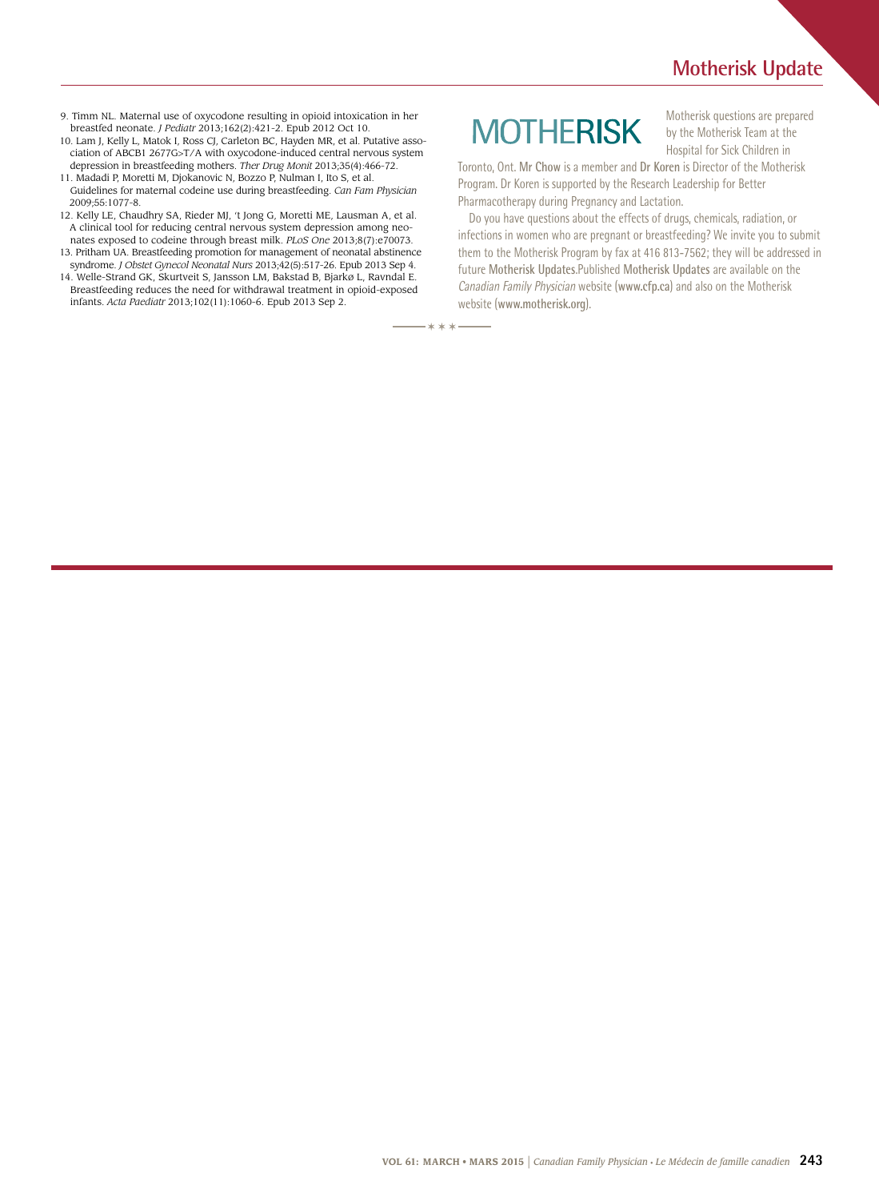9. Timm NL. Maternal use of oxycodone resulting in opioid intoxication in her breastfed neonate. *J Pediatr* 2013;162(2):421-2. Epub 2012 Oct 10.
10. Lam J, Kelly L, Matok I, Ross CJ, Carleton BC, Hayden MR, et al. Putative association of ABCB1 2677G>T/A with oxycodone-induced central nervous system depression in breastfeeding mothers. *Ther Drug Monit* 2013;35(4):466-72.
11. Madadi P, Moretti M, Djokanovic N, Bozzo P, Nulman I, Ito S, et al. Guidelines for maternal codeine use during breastfeeding. *Can Fam Physician* 2009;55:1077-8.
12. Kelly LE, Chaudhry SA, Rieder MJ, 't Jong G, Moretti ME, Lausman A, et al. A clinical tool for reducing central nervous system depression among neonates exposed to codeine through breast milk. *PLoS One* 2013;8(7):e70073.
13. Pritham UA. Breastfeeding promotion for management of neonatal abstinence syndrome. *J Obstet Gynecol Neonatal Nurs* 2013;42(5):517-26. Epub 2013 Sep 4.
14. Welle-Strand GK, Skurtveit S, Jansson LM, Bakstad B, Bjarkø L, Ravndal E. Breastfeeding reduces the need for withdrawal treatment in opioid-exposed infants. *Acta Paediatr* 2013;102(11):1060-6. Epub 2013 Sep 2.

MOTHERISK

Motherisk questions are prepared by the Motherisk Team at the Hospital for Sick Children in Toronto, Ont. **Mr Chow** is a member and **Dr Koren** is Director of the Motherisk Program. Dr Koren is supported by the Research Leadership for Better Pharmacotherapy during Pregnancy and Lactation.

Do you have questions about the effects of drugs, chemicals, radiation, or infections in women who are pregnant or breastfeeding? We invite you to submit them to the Motherisk Program by fax at 416 813-7562; they will be addressed in future **Motherisk Updates**.Published **Motherisk Updates** are available on the *Canadian Family Physician* website (**www.cfp.ca**) and also on the Motherisk website (**www.motherisk.org**).

* * *